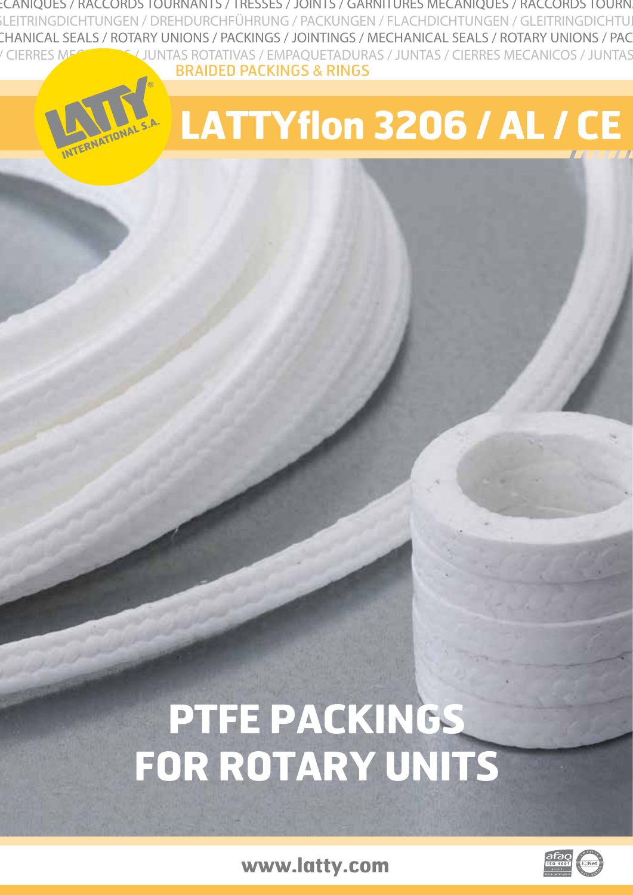ECANIQUES / RACCORDS TOURNANTS / TRESSES / JOINTS / GARNITURES MECANIQUES / RACCORDS TOURN
GLEITRINGDICHTUNGEN / DREHDURCHFÜHRUNG / PACKUNGEN / FLACHDICHTUNGEN / GLEITRINGDICHTU
CHANICAL SEALS / ROTARY UNIONS / PACKINGS / JOINTINGS / MECHANICAL SEALS / ROTARY UNIONS / PAC
/ CIERRES MECANICOS / JUNTAS ROTATIVAS / EMPAQUETADURAS / JUNTAS / CIERRES MECANICOS / JUNTAS

LATTY® INTERNATIONAL S.A.

BRAIDED PACKINGS & RINGS

# LATTYflon 3206 / AL / CE

# PTFE PACKINGS FOR ROTARY UNITS

www.latty.com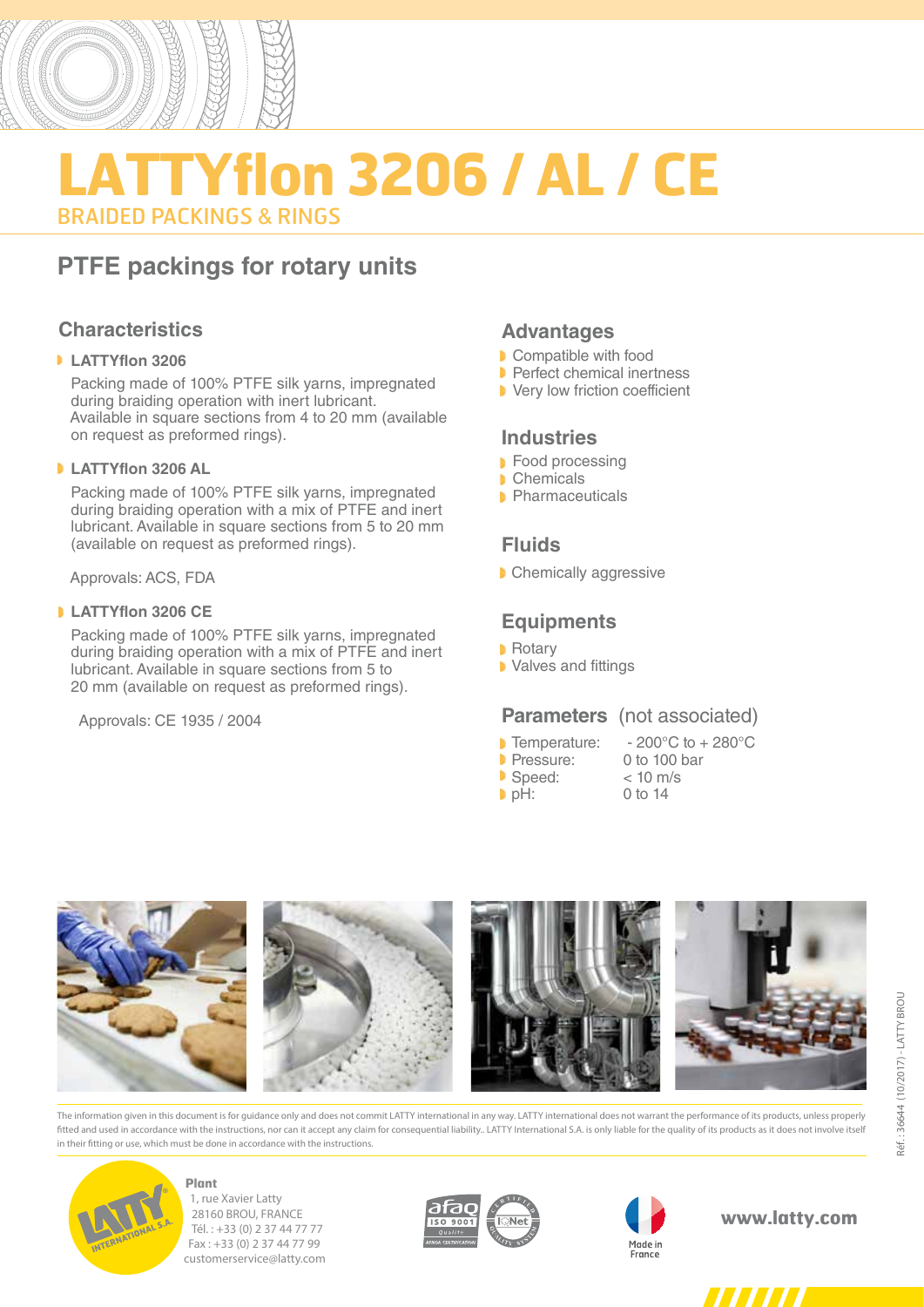# LATTYflon 3206 / AL / CE

BRAIDED PACKINGS & RINGS

## PTFE packings for rotary units

### Characteristics

- **LATTYflon 3206**

Packing made of 100% PTFE silk yarns, impregnated during braiding operation with inert lubricant. Available in square sections from 4 to 20 mm (available on request as preformed rings).

- **LATTYflon 3206 AL**

Packing made of 100% PTFE silk yarns, impregnated during braiding operation with a mix of PTFE and inert lubricant. Available in square sections from 5 to 20 mm (available on request as preformed rings).

Approvals: ACS, FDA

- **LATTYflon 3206 CE**

Packing made of 100% PTFE silk yarns, impregnated during braiding operation with a mix of PTFE and inert lubricant. Available in square sections from 5 to 20 mm (available on request as preformed rings).

Approvals: CE 1935 / 2004

### Advantages

- Compatible with food
- Perfect chemical inertness
- Very low friction coefficient

### Industries

- Food processing
- Chemicals
- Pharmaceuticals

### Fluids

- Chemically aggressive

### Equipments

- Rotary
- Valves and fittings

### Parameters (not associated)

- Temperature: - 200°C to + 280°C
- Pressure: 0 to 100 bar
- Speed: < 10 m/s
- pH: 0 to 14

The information given in this document is for guidance only and does not commit LATTY international in any way. LATTY international does not warrant the performance of its products, unless properly fitted and used in accordance with the instructions, nor can it accept any claim for consequential liability.. LATTY International S.A. is only liable for the quality of its products as it does not involve itself in their fitting or use, which must be done in accordance with the instructions.

Réf.: 36644 (10/2017) - LATTY BROU

**Plant**
1, rue Xavier Latty
28160 BROU, FRANCE
Tél. : +33 (0) 2 37 44 77 77
Fax : +33 (0) 2 37 44 77 99
customerservice@latty.com

Made in France

www.latty.com